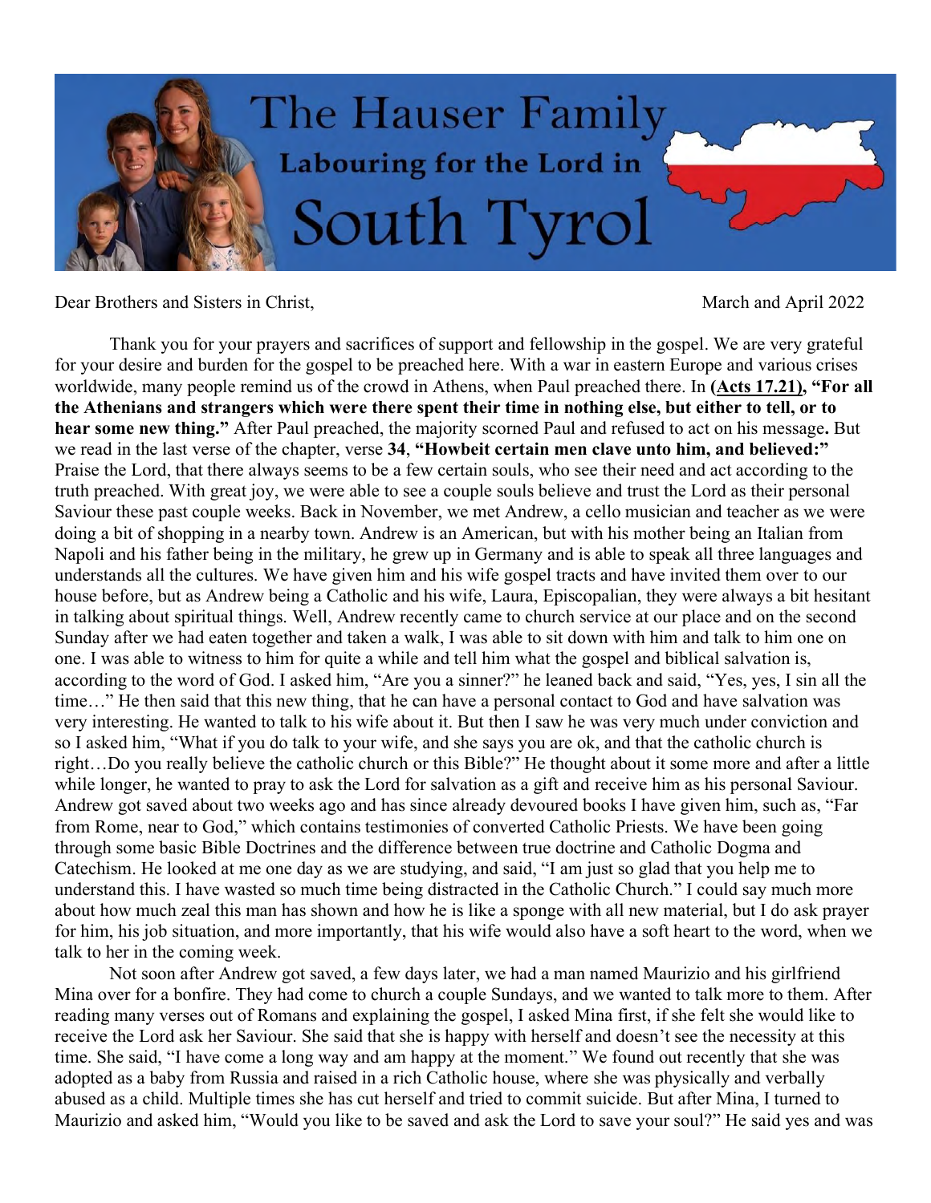# The Hauser Family

## Labouring for the Lord in

# South Tyrol

Dear Brothers and Sisters in Christ, March and April 2022

Thank you for your prayers and sacrifices of support and fellowship in the gospel. We are very grateful for your desire and burden for the gospel to be preached here. With a war in eastern Europe and various crises worldwide, many people remind us of the crowd in Athens, when Paul preached there. In **(Acts 17.21), "For all the Athenians and strangers which were there spent their time in nothing else, but either to tell, or to hear some new thing."** After Paul preached, the majority scorned Paul and refused to act on his message**.** But we read in the last verse of the chapter, verse **34**, **"Howbeit certain men clave unto him, and believed:"** Praise the Lord, that there always seems to be a few certain souls, who see their need and act according to the truth preached. With great joy, we were able to see a couple souls believe and trust the Lord as their personal Saviour these past couple weeks. Back in November, we met Andrew, a cello musician and teacher as we were doing a bit of shopping in a nearby town. Andrew is an American, but with his mother being an Italian from Napoli and his father being in the military, he grew up in Germany and is able to speak all three languages and understands all the cultures. We have given him and his wife gospel tracts and have invited them over to our house before, but as Andrew being a Catholic and his wife, Laura, Episcopalian, they were always a bit hesitant in talking about spiritual things. Well, Andrew recently came to church service at our place and on the second Sunday after we had eaten together and taken a walk, I was able to sit down with him and talk to him one on one. I was able to witness to him for quite a while and tell him what the gospel and biblical salvation is, according to the word of God. I asked him, "Are you a sinner?" he leaned back and said, "Yes, yes, I sin all the time…" He then said that this new thing, that he can have a personal contact to God and have salvation was very interesting. He wanted to talk to his wife about it. But then I saw he was very much under conviction and so I asked him, "What if you do talk to your wife, and she says you are ok, and that the catholic church is right…Do you really believe the catholic church or this Bible?" He thought about it some more and after a little while longer, he wanted to pray to ask the Lord for salvation as a gift and receive him as his personal Saviour. Andrew got saved about two weeks ago and has since already devoured books I have given him, such as, "Far from Rome, near to God," which contains testimonies of converted Catholic Priests. We have been going through some basic Bible Doctrines and the difference between true doctrine and Catholic Dogma and Catechism. He looked at me one day as we are studying, and said, "I am just so glad that you help me to understand this. I have wasted so much time being distracted in the Catholic Church." I could say much more about how much zeal this man has shown and how he is like a sponge with all new material, but I do ask prayer for him, his job situation, and more importantly, that his wife would also have a soft heart to the word, when we talk to her in the coming week.

Not soon after Andrew got saved, a few days later, we had a man named Maurizio and his girlfriend Mina over for a bonfire. They had come to church a couple Sundays, and we wanted to talk more to them. After reading many verses out of Romans and explaining the gospel, I asked Mina first, if she felt she would like to receive the Lord ask her Saviour. She said that she is happy with herself and doesn't see the necessity at this time. She said, "I have come a long way and am happy at the moment." We found out recently that she was adopted as a baby from Russia and raised in a rich Catholic house, where she was physically and verbally abused as a child. Multiple times she has cut herself and tried to commit suicide. But after Mina, I turned to Maurizio and asked him, "Would you like to be saved and ask the Lord to save your soul?" He said yes and was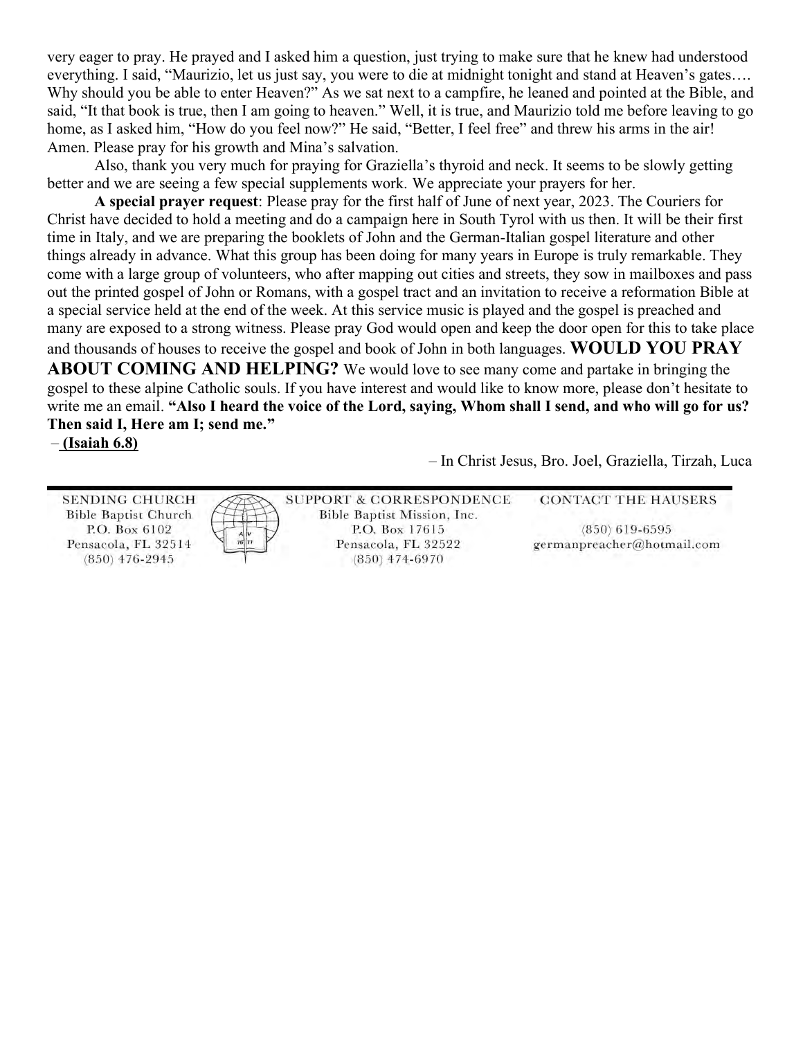very eager to pray. He prayed and I asked him a question, just trying to make sure that he knew had understood everything. I said, "Maurizio, let us just say, you were to die at midnight tonight and stand at Heaven's gates…. Why should you be able to enter Heaven?" As we sat next to a campfire, he leaned and pointed at the Bible, and said, "It that book is true, then I am going to heaven." Well, it is true, and Maurizio told me before leaving to go home, as I asked him, "How do you feel now?" He said, "Better, I feel free" and threw his arms in the air! Amen. Please pray for his growth and Mina's salvation.

Also, thank you very much for praying for Graziella's thyroid and neck. It seems to be slowly getting better and we are seeing a few special supplements work. We appreciate your prayers for her.

**A special prayer request**: Please pray for the first half of June of next year, 2023. The Couriers for Christ have decided to hold a meeting and do a campaign here in South Tyrol with us then. It will be their first time in Italy, and we are preparing the booklets of John and the German-Italian gospel literature and other things already in advance. What this group has been doing for many years in Europe is truly remarkable. They come with a large group of volunteers, who after mapping out cities and streets, they sow in mailboxes and pass out the printed gospel of John or Romans, with a gospel tract and an invitation to receive a reformation Bible at a special service held at the end of the week. At this service music is played and the gospel is preached and many are exposed to a strong witness. Please pray God would open and keep the door open for this to take place and thousands of houses to receive the gospel and book of John in both languages. **WOULD YOU PRAY ABOUT COMING AND HELPING?** We would love to see many come and partake in bringing the gospel to these alpine Catholic souls. If you have interest and would like to know more, please don't hesitate to write me an email. **"Also I heard the voice of the Lord, saying, Whom shall I send, and who will go for us? Then said I, Here am I; send me."**

– **(Isaiah 6.8)**

– In Christ Jesus, Bro. Joel, Graziella, Tirzah, Luca

SENDING CHURCH
Bible Baptist Church
P.O. Box 6102
Pensacola, FL 32514
(850) 476-2945

SUPPORT & CORRESPONDENCE
Bible Baptist Mission, Inc.
P.O. Box 17615
Pensacola, FL 32522
(850) 474-6970

CONTACT THE HAUSERS
(850) 619-6595
germanpreacher@hotmail.com